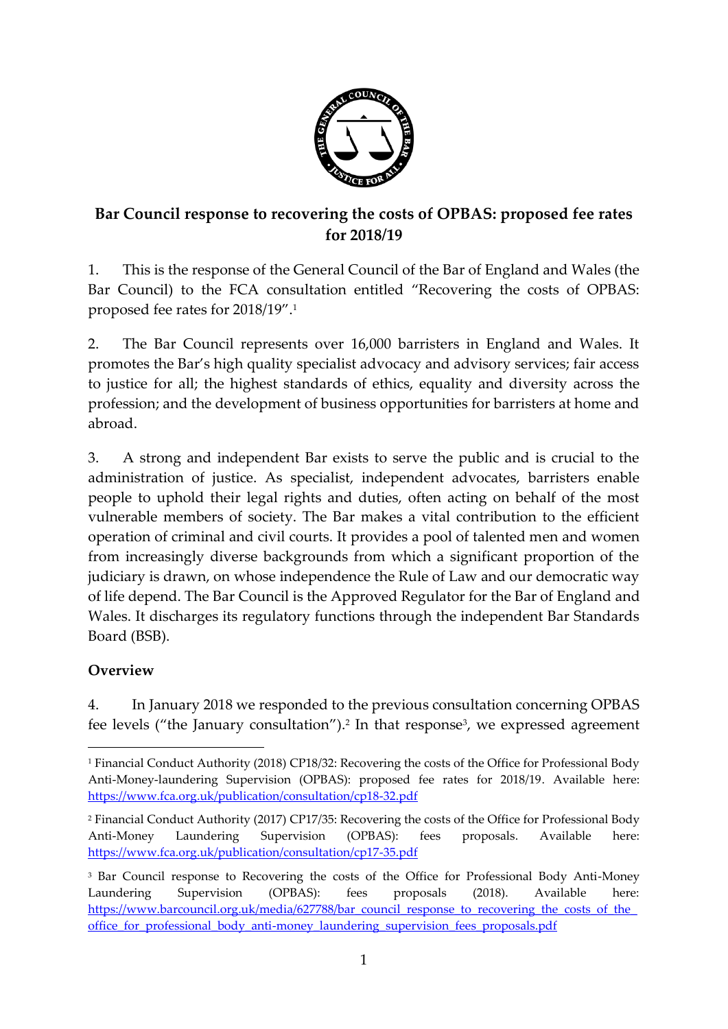## Bar Council response to recovering the costs of OPBAS: proposed fee rates for 2018/19

1. This is the response of the General Council of the Bar of England and Wales (the Bar Council) to the FCA consultation entitled "Recovering the costs of OPBAS: proposed fee rates for 2018/19".[1]

2. The Bar Council represents over 16,000 barristers in England and Wales. It promotes the Bar's high quality specialist advocacy and advisory services; fair access to justice for all; the highest standards of ethics, equality and diversity across the profession; and the development of business opportunities for barristers at home and abroad.

3. A strong and independent Bar exists to serve the public and is crucial to the administration of justice. As specialist, independent advocates, barristers enable people to uphold their legal rights and duties, often acting on behalf of the most vulnerable members of society. The Bar makes a vital contribution to the efficient operation of criminal and civil courts. It provides a pool of talented men and women from increasingly diverse backgrounds from which a significant proportion of the judiciary is drawn, on whose independence the Rule of Law and our democratic way of life depend. The Bar Council is the Approved Regulator for the Bar of England and Wales. It discharges its regulatory functions through the independent Bar Standards Board (BSB).

### Overview

4. In January 2018 we responded to the previous consultation concerning OPBAS fee levels ("the January consultation").[2] In that response[3], we expressed agreement

---

[1] Financial Conduct Authority (2018) CP18/32: Recovering the costs of the Office for Professional Body Anti-Money-laundering Supervision (OPBAS): proposed fee rates for 2018/19. Available here: https://www.fca.org.uk/publication/consultation/cp18-32.pdf

[2] Financial Conduct Authority (2017) CP17/35: Recovering the costs of the Office for Professional Body Anti-Money Laundering Supervision (OPBAS): fees proposals. Available here: https://www.fca.org.uk/publication/consultation/cp17-35.pdf

[3] Bar Council response to Recovering the costs of the Office for Professional Body Anti-Money Laundering Supervision (OPBAS): fees proposals (2018). Available here: https://www.barcouncil.org.uk/media/627788/bar_council_response_to_recovering_the_costs_of_the_office_for_professional_body_anti-money_laundering_supervision_fees_proposals.pdf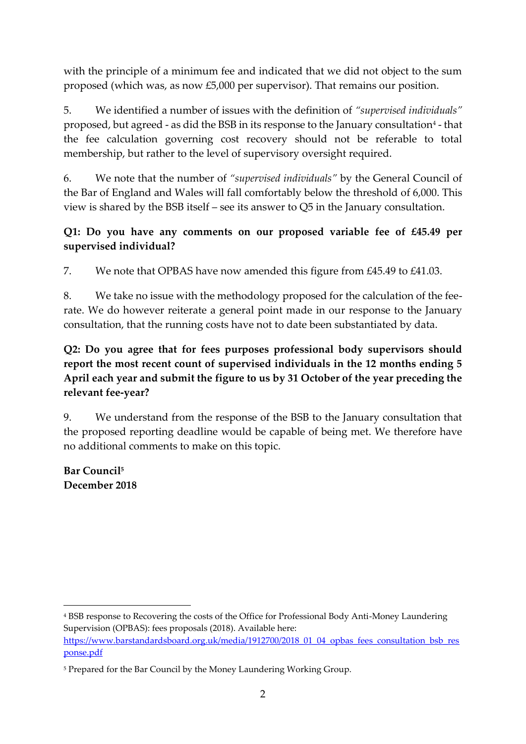with the principle of a minimum fee and indicated that we did not object to the sum proposed (which was, as now £5,000 per supervisor). That remains our position.

5. We identified a number of issues with the definition of *"supervised individuals"* proposed, but agreed - as did the BSB in its response to the January consultation[4] - that the fee calculation governing cost recovery should not be referable to total membership, but rather to the level of supervisory oversight required.

6. We note that the number of *"supervised individuals"* by the General Council of the Bar of England and Wales will fall comfortably below the threshold of 6,000. This view is shared by the BSB itself – see its answer to Q5 in the January consultation.

**Q1: Do you have any comments on our proposed variable fee of £45.49 per supervised individual?**

7. We note that OPBAS have now amended this figure from £45.49 to £41.03.

8. We take no issue with the methodology proposed for the calculation of the fee-rate. We do however reiterate a general point made in our response to the January consultation, that the running costs have not to date been substantiated by data.

**Q2: Do you agree that for fees purposes professional body supervisors should report the most recent count of supervised individuals in the 12 months ending 5 April each year and submit the figure to us by 31 October of the year preceding the relevant fee-year?**

9. We understand from the response of the BSB to the January consultation that the proposed reporting deadline would be capable of being met. We therefore have no additional comments to make on this topic.

**Bar Council[5]**
**December 2018**

---

[4] BSB response to Recovering the costs of the Office for Professional Body Anti-Money Laundering Supervision (OPBAS): fees proposals (2018). Available here: https://www.barstandardsboard.org.uk/media/1912700/2018_01_04_opbas_fees_consultation_bsb_response.pdf

[5] Prepared for the Bar Council by the Money Laundering Working Group.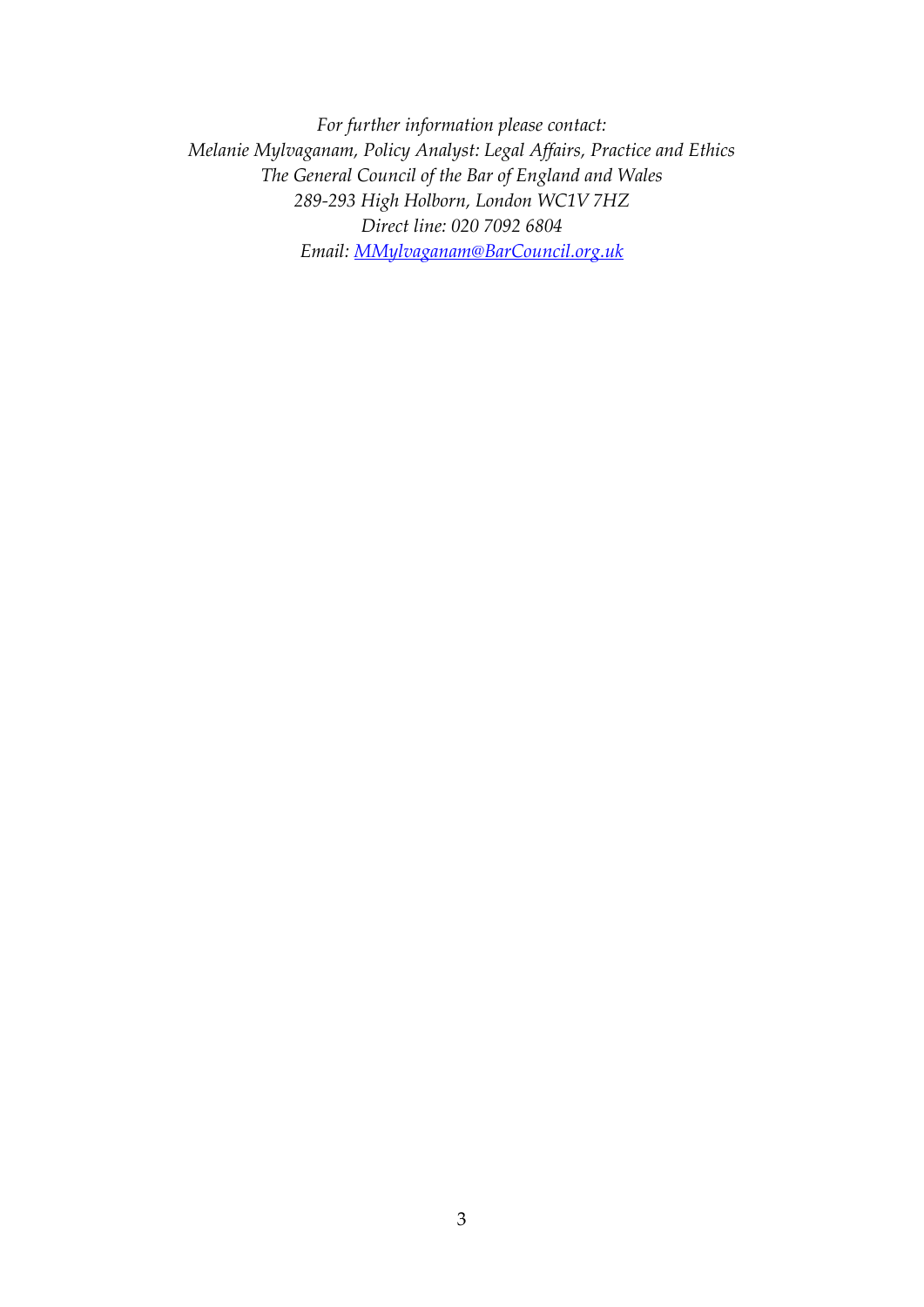*For further information please contact:*
*Melanie Mylvaganam, Policy Analyst: Legal Affairs, Practice and Ethics*
*The General Council of the Bar of England and Wales*
*289-293 High Holborn, London WC1V 7HZ*
*Direct line: 020 7092 6804*
*Email: [MMylvaganam@BarCouncil.org.uk](mailto:MMylvaganam@BarCouncil.org.uk)*